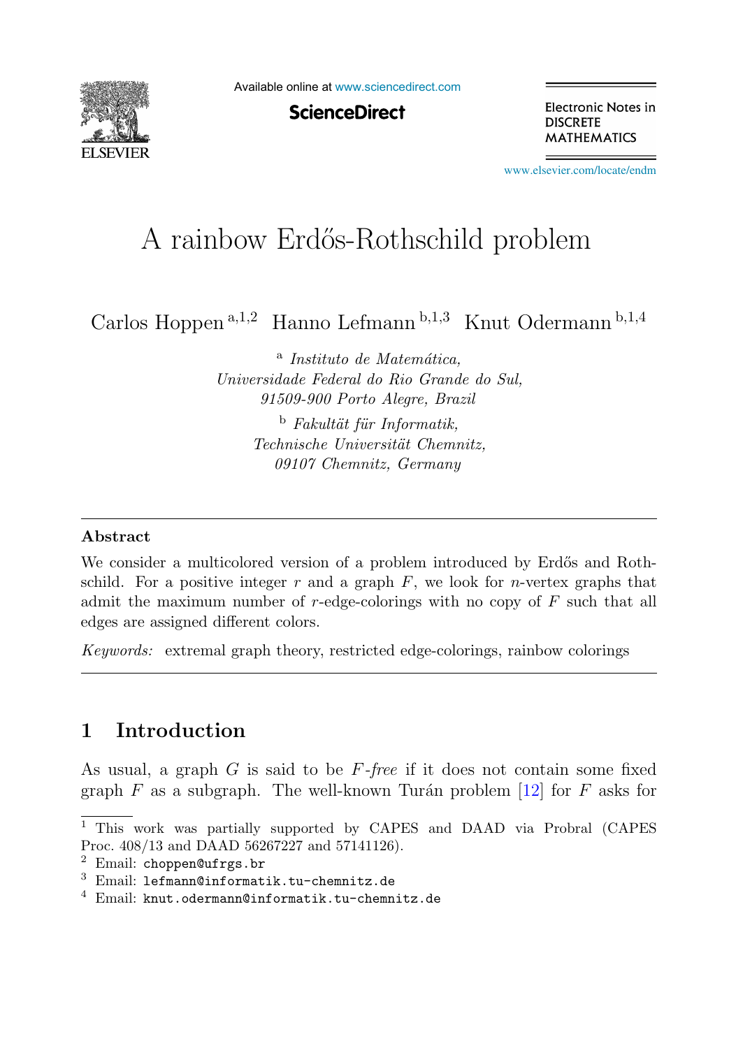# A rainbow Erdős-Rothschild problem

Carlos Hoppen [a,1,2] Hanno Lefmann [b,1,3] Knut Odermann [b,1,4]

[a] *Instituto de Matemática, Universidade Federal do Rio Grande do Sul, 91509-900 Porto Alegre, Brazil*

[b] *Fakultät für Informatik, Technische Universität Chemnitz, 09107 Chemnitz, Germany*

---

### Abstract

We consider a multicolored version of a problem introduced by Erdős and Rothschild. For a positive integer $r$ and a graph $F$, we look for $n$-vertex graphs that admit the maximum number of $r$-edge-colorings with no copy of $F$ such that all edges are assigned different colors.

*Keywords:* extremal graph theory, restricted edge-colorings, rainbow colorings

---

## 1 Introduction

As usual, a graph $G$ is said to be *$F$-free* if it does not contain some fixed graph $F$ as a subgraph. The well-known Turán problem [12] for $F$ asks for

---

[1] This work was partially supported by CAPES and DAAD via Probral (CAPES Proc. 408/13 and DAAD 56267227 and 57141126).

[2] Email: `choppen@ufrgs.br`

[3] Email: `lefmann@informatik.tu-chemnitz.de`

[4] Email: `knut.odermann@informatik.tu-chemnitz.de`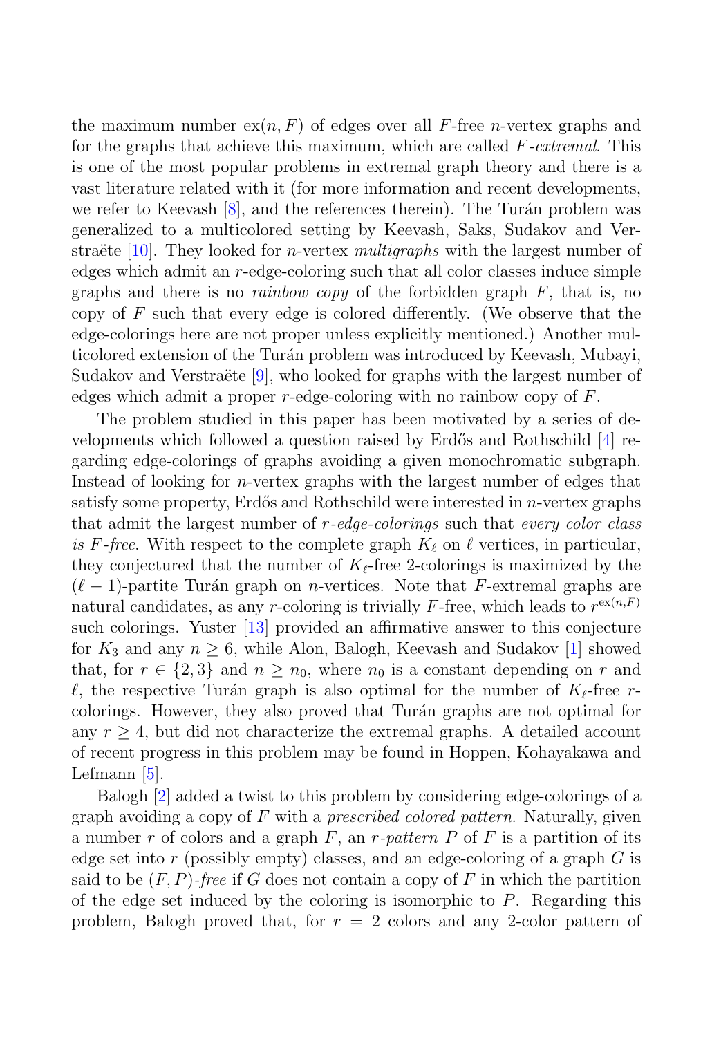the maximum number $\text{ex}(n, F)$ of edges over all $F$-free $n$-vertex graphs and for the graphs that achieve this maximum, which are called *$F$-extremal*. This is one of the most popular problems in extremal graph theory and there is a vast literature related with it (for more information and recent developments, we refer to Keevash [8], and the references therein). The Turán problem was generalized to a multicolored setting by Keevash, Saks, Sudakov and Verstraëte [10]. They looked for $n$-vertex *multigraphs* with the largest number of edges which admit an $r$-edge-coloring such that all color classes induce simple graphs and there is no *rainbow copy* of the forbidden graph $F$, that is, no copy of $F$ such that every edge is colored differently. (We observe that the edge-colorings here are not proper unless explicitly mentioned.) Another multicolored extension of the Turán problem was introduced by Keevash, Mubayi, Sudakov and Verstraëte [9], who looked for graphs with the largest number of edges which admit a proper $r$-edge-coloring with no rainbow copy of $F$.

The problem studied in this paper has been motivated by a series of developments which followed a question raised by Erdős and Rothschild [4] regarding edge-colorings of graphs avoiding a given monochromatic subgraph. Instead of looking for $n$-vertex graphs with the largest number of edges that satisfy some property, Erdős and Rothschild were interested in $n$-vertex graphs that admit the largest number of *$r$-edge-colorings* such that *every color class is $F$-free*. With respect to the complete graph $K_\ell$ on $\ell$ vertices, in particular, they conjectured that the number of $K_\ell$-free 2-colorings is maximized by the $(\ell - 1)$-partite Turán graph on $n$-vertices. Note that $F$-extremal graphs are natural candidates, as any $r$-coloring is trivially $F$-free, which leads to $r^{\text{ex}(n,F)}$ such colorings. Yuster [13] provided an affirmative answer to this conjecture for $K_3$ and any $n \geq 6$, while Alon, Balogh, Keevash and Sudakov [1] showed that, for $r \in \{2, 3\}$ and $n \geq n_0$, where $n_0$ is a constant depending on $r$ and $\ell$, the respective Turán graph is also optimal for the number of $K_\ell$-free $r$-colorings. However, they also proved that Turán graphs are not optimal for any $r \geq 4$, but did not characterize the extremal graphs. A detailed account of recent progress in this problem may be found in Hoppen, Kohayakawa and Lefmann [5].

Balogh [2] added a twist to this problem by considering edge-colorings of a graph avoiding a copy of $F$ with a *prescribed colored pattern*. Naturally, given a number $r$ of colors and a graph $F$, an *$r$-pattern* $P$ of $F$ is a partition of its edge set into $r$ (possibly empty) classes, and an edge-coloring of a graph $G$ is said to be *$(F, P)$-free* if $G$ does not contain a copy of $F$ in which the partition of the edge set induced by the coloring is isomorphic to $P$. Regarding this problem, Balogh proved that, for $r = 2$ colors and any 2-color pattern of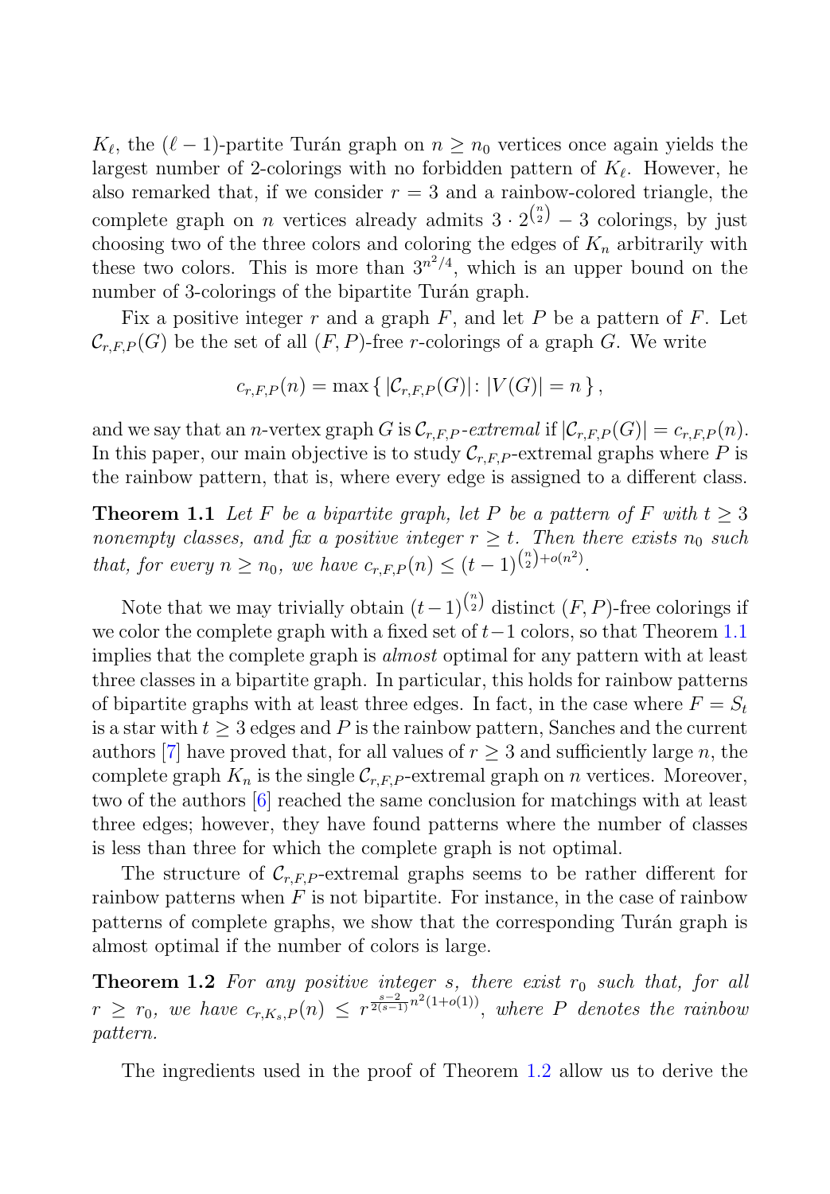$K_\ell$, the $(\ell-1)$-partite Turán graph on $n \geq n_0$ vertices once again yields the largest number of 2-colorings with no forbidden pattern of $K_\ell$. However, he also remarked that, if we consider $r = 3$ and a rainbow-colored triangle, the complete graph on $n$ vertices already admits $3 \cdot 2^{\binom{n}{2}} - 3$ colorings, by just choosing two of the three colors and coloring the edges of $K_n$ arbitrarily with these two colors. This is more than $3^{n^2/4}$, which is an upper bound on the number of 3-colorings of the bipartite Turán graph.

Fix a positive integer $r$ and a graph $F$, and let $P$ be a pattern of $F$. Let $\mathcal{C}_{r,F,P}(G)$ be the set of all $(F,P)$-free $r$-colorings of a graph $G$. We write

$$c_{r,F,P}(n) = \max \{ |\mathcal{C}_{r,F,P}(G)| \colon |V(G)| = n \},$$

and we say that an $n$-vertex graph $G$ is $\mathcal{C}_{r,F,P}$-*extremal* if $|\mathcal{C}_{r,F,P}(G)| = c_{r,F,P}(n)$. In this paper, our main objective is to study $\mathcal{C}_{r,F,P}$-extremal graphs where $P$ is the rainbow pattern, that is, where every edge is assigned to a different class.

**Theorem 1.1** *Let $F$ be a bipartite graph, let $P$ be a pattern of $F$ with $t \geq 3$ nonempty classes, and fix a positive integer $r \geq t$. Then there exists $n_0$ such that, for every $n \geq n_0$, we have $c_{r,F,P}(n) \leq (t-1)^{\binom{n}{2}+o(n^2)}$.*

Note that we may trivially obtain $(t-1)^{\binom{n}{2}}$ distinct $(F,P)$-free colorings if we color the complete graph with a fixed set of $t-1$ colors, so that Theorem 1.1 implies that the complete graph is *almost* optimal for any pattern with at least three classes in a bipartite graph. In particular, this holds for rainbow patterns of bipartite graphs with at least three edges. In fact, in the case where $F = S_t$ is a star with $t \geq 3$ edges and $P$ is the rainbow pattern, Sanches and the current authors [7] have proved that, for all values of $r \geq 3$ and sufficiently large $n$, the complete graph $K_n$ is the single $\mathcal{C}_{r,F,P}$-extremal graph on $n$ vertices. Moreover, two of the authors [6] reached the same conclusion for matchings with at least three edges; however, they have found patterns where the number of classes is less than three for which the complete graph is not optimal.

The structure of $\mathcal{C}_{r,F,P}$-extremal graphs seems to be rather different for rainbow patterns when $F$ is not bipartite. For instance, in the case of rainbow patterns of complete graphs, we show that the corresponding Turán graph is almost optimal if the number of colors is large.

**Theorem 1.2** *For any positive integer $s$, there exist $r_0$ such that, for all $r \geq r_0$, we have $c_{r,K_s,P}(n) \leq r^{\frac{s-2}{2(s-1)}n^2(1+o(1))}$, where $P$ denotes the rainbow pattern.*

The ingredients used in the proof of Theorem 1.2 allow us to derive the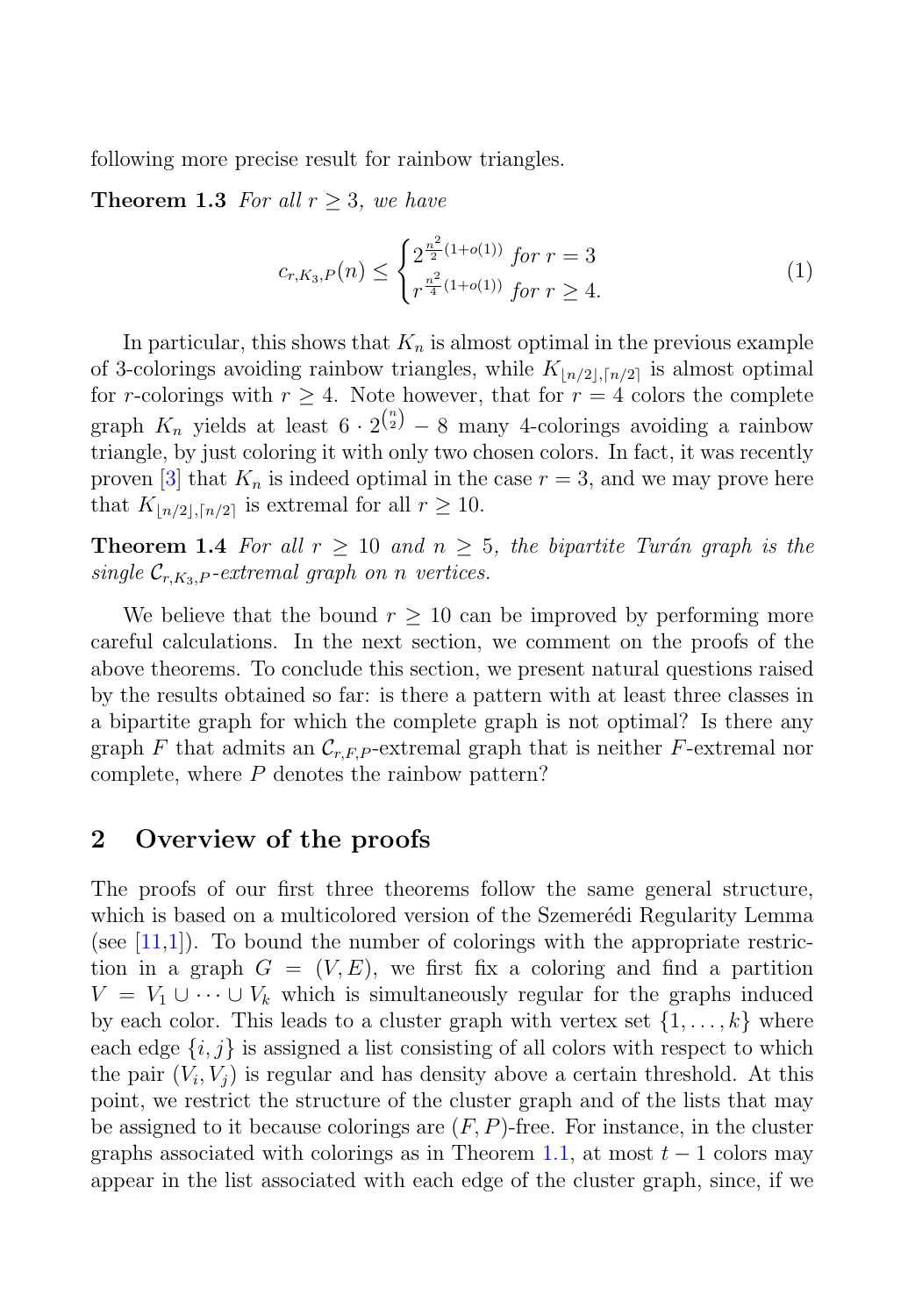following more precise result for rainbow triangles.

**Theorem 1.3** *For all $r \geq 3$, we have*

$$c_{r,K_3,P}(n) \leq \begin{cases} 2^{\frac{n^2}{2}(1+o(1))} & \text{for } r = 3 \\ r^{\frac{n^2}{4}(1+o(1))} & \text{for } r \geq 4. \end{cases} \tag{1}$$

In particular, this shows that $K_n$ is almost optimal in the previous example of 3-colorings avoiding rainbow triangles, while $K_{\lfloor n/2 \rfloor, \lceil n/2 \rceil}$ is almost optimal for $r$-colorings with $r \geq 4$. Note however, that for $r = 4$ colors the complete graph $K_n$ yields at least $6 \cdot 2^{\binom{n}{2}} - 8$ many 4-colorings avoiding a rainbow triangle, by just coloring it with only two chosen colors. In fact, it was recently proven [3] that $K_n$ is indeed optimal in the case $r = 3$, and we may prove here that $K_{\lfloor n/2 \rfloor, \lceil n/2 \rceil}$ is extremal for all $r \geq 10$.

**Theorem 1.4** *For all $r \geq 10$ and $n \geq 5$, the bipartite Turán graph is the single $\mathcal{C}_{r,K_3,P}$-extremal graph on $n$ vertices.*

We believe that the bound $r \geq 10$ can be improved by performing more careful calculations. In the next section, we comment on the proofs of the above theorems. To conclude this section, we present natural questions raised by the results obtained so far: is there a pattern with at least three classes in a bipartite graph for which the complete graph is not optimal? Is there any graph $F$ that admits an $\mathcal{C}_{r,F,P}$-extremal graph that is neither $F$-extremal nor complete, where $P$ denotes the rainbow pattern?

## 2 Overview of the proofs

The proofs of our first three theorems follow the same general structure, which is based on a multicolored version of the Szemerédi Regularity Lemma (see [11,1]). To bound the number of colorings with the appropriate restriction in a graph $G = (V, E)$, we first fix a coloring and find a partition $V = V_1 \cup \cdots \cup V_k$ which is simultaneously regular for the graphs induced by each color. This leads to a cluster graph with vertex set $\{1, \ldots, k\}$ where each edge $\{i, j\}$ is assigned a list consisting of all colors with respect to which the pair $(V_i, V_j)$ is regular and has density above a certain threshold. At this point, we restrict the structure of the cluster graph and of the lists that may be assigned to it because colorings are $(F, P)$-free. For instance, in the cluster graphs associated with colorings as in Theorem 1.1, at most $t - 1$ colors may appear in the list associated with each edge of the cluster graph, since, if we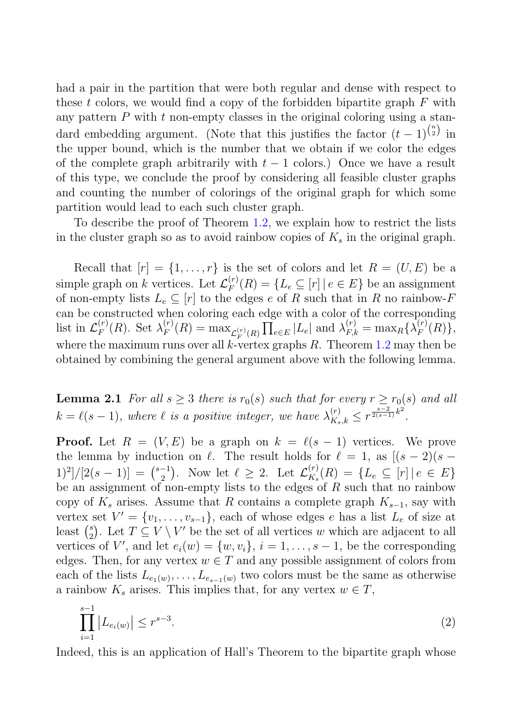had a pair in the partition that were both regular and dense with respect to these $t$ colors, we would find a copy of the forbidden bipartite graph $F$ with any pattern $P$ with $t$ non-empty classes in the original coloring using a standard embedding argument. (Note that this justifies the factor $(t-1)^{\binom{n}{2}}$ in the upper bound, which is the number that we obtain if we color the edges of the complete graph arbitrarily with $t-1$ colors.) Once we have a result of this type, we conclude the proof by considering all feasible cluster graphs and counting the number of colorings of the original graph for which some partition would lead to each such cluster graph.

To describe the proof of Theorem 1.2, we explain how to restrict the lists in the cluster graph so as to avoid rainbow copies of $K_s$ in the original graph.

Recall that $[r] = \{1, \ldots, r\}$ is the set of colors and let $R = (U, E)$ be a simple graph on $k$ vertices. Let $\mathcal{L}_F^{(r)}(R) = \{L_e \subseteq [r] \mid e \in E\}$ be an assignment of non-empty lists $L_e \subseteq [r]$ to the edges $e$ of $R$ such that in $R$ no rainbow-$F$ can be constructed when coloring each edge with a color of the corresponding list in $\mathcal{L}_F^{(r)}(R)$. Set $\lambda_F^{(r)}(R) = \max_{\mathcal{L}_F^{(r)}(R)} \prod_{e \in E} |L_e|$ and $\lambda_{F,k}^{(r)} = \max_R \{\lambda_F^{(r)}(R)\}$, where the maximum runs over all $k$-vertex graphs $R$. Theorem 1.2 may then be obtained by combining the general argument above with the following lemma.

**Lemma 2.1** *For all $s \geq 3$ there is $r_0(s)$ such that for every $r \geq r_0(s)$ and all $k = \ell(s-1)$, where $\ell$ is a positive integer, we have $\lambda_{K_s,k}^{(r)} \leq r^{\frac{s-2}{2(s-1)}k^2}$.*

**Proof.** Let $R = (V, E)$ be a graph on $k = \ell(s-1)$ vertices. We prove the lemma by induction on $\ell$. The result holds for $\ell = 1$, as $[(s-2)(s-1)^2]/[2(s-1)] = \binom{s-1}{2}$. Now let $\ell \geq 2$. Let $\mathcal{L}_{K_s}^{(r)}(R) = \{L_e \subseteq [r] \mid e \in E\}$ be an assignment of non-empty lists to the edges of $R$ such that no rainbow copy of $K_s$ arises. Assume that $R$ contains a complete graph $K_{s-1}$, say with vertex set $V' = \{v_1, \ldots, v_{s-1}\}$, each of whose edges $e$ has a list $L_e$ of size at least $\binom{s}{2}$. Let $T \subseteq V \setminus V'$ be the set of all vertices $w$ which are adjacent to all vertices of $V'$, and let $e_i(w) = \{w, v_i\}$, $i = 1, \ldots, s-1$, be the corresponding edges. Then, for any vertex $w \in T$ and any possible assignment of colors from each of the lists $L_{e_1(w)}, \ldots, L_{e_{s-1}(w)}$ two colors must be the same as otherwise a rainbow $K_s$ arises. This implies that, for any vertex $w \in T$,

$$\prod_{i=1}^{s-1} \left|L_{e_i(w)}\right| \leq r^{s-3}. \tag{2}$$

Indeed, this is an application of Hall's Theorem to the bipartite graph whose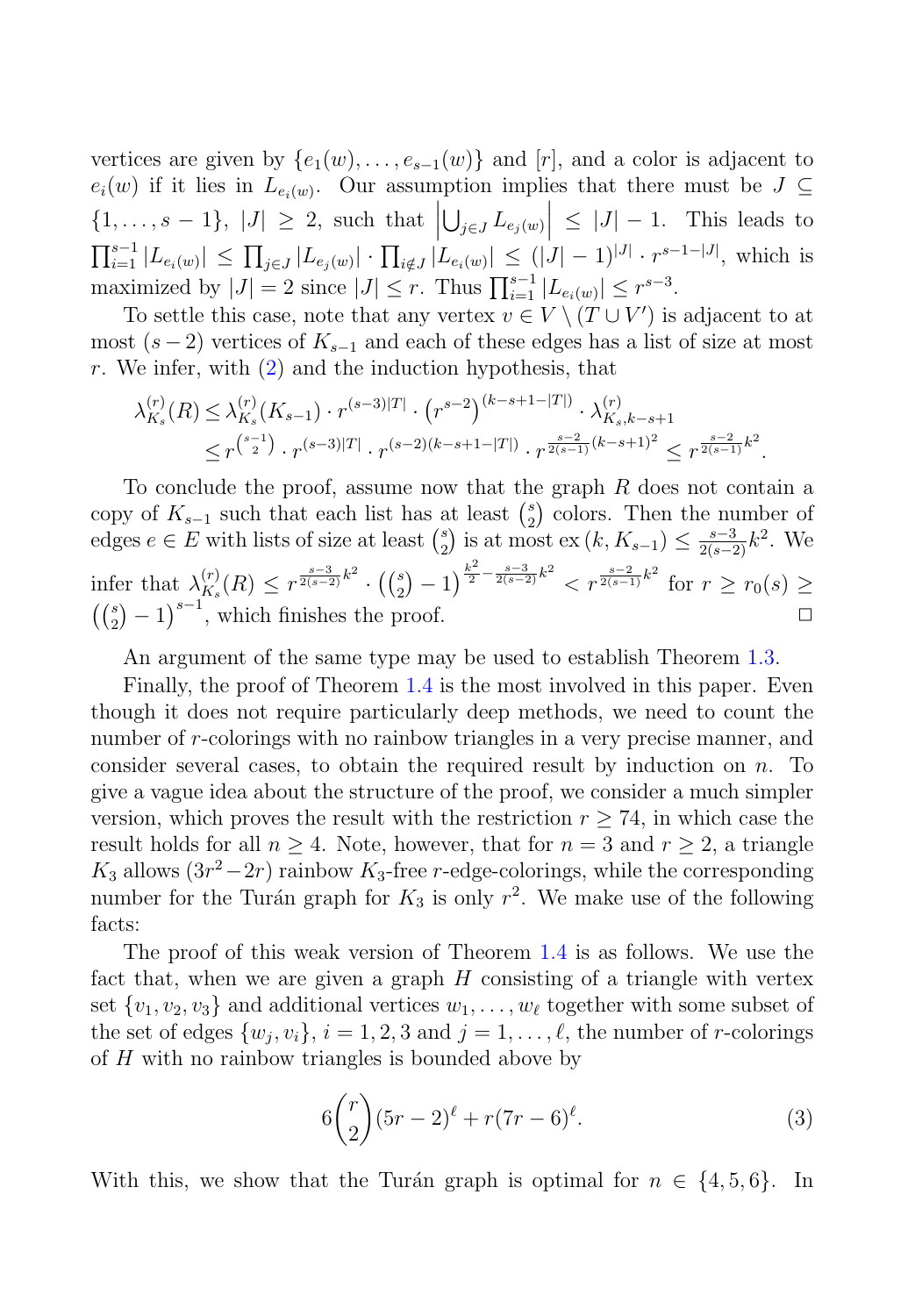vertices are given by $\{e_1(w),\ldots,e_{s-1}(w)\}$ and $[r]$, and a color is adjacent to $e_i(w)$ if it lies in $L_{e_i(w)}$. Our assumption implies that there must be $J \subseteq \{1,\ldots,s-1\}$, $|J| \geq 2$, such that $\left|\bigcup_{j\in J} L_{e_j(w)}\right| \leq |J|-1$. This leads to $\prod_{i=1}^{s-1}|L_{e_i(w)}| \leq \prod_{j\in J}|L_{e_j(w)}| \cdot \prod_{i\notin J}|L_{e_i(w)}| \leq (|J|-1)^{|J|}\cdot r^{s-1-|J|}$, which is maximized by $|J|=2$ since $|J|\leq r$. Thus $\prod_{i=1}^{s-1}|L_{e_i(w)}| \leq r^{s-3}$.

To settle this case, note that any vertex $v \in V\setminus(T\cup V')$ is adjacent to at most $(s-2)$ vertices of $K_{s-1}$ and each of these edges has a list of size at most $r$. We infer, with (2) and the induction hypothesis, that

$$\begin{aligned}
\lambda^{(r)}_{K_s}(R) &\leq \lambda^{(r)}_{K_s}(K_{s-1})\cdot r^{(s-3)|T|}\cdot\left(r^{s-2}\right)^{(k-s+1-|T|)}\cdot\lambda^{(r)}_{K_s,k-s+1}\\
&\leq r^{\binom{s-1}{2}}\cdot r^{(s-3)|T|}\cdot r^{(s-2)(k-s+1-|T|)}\cdot r^{\frac{s-2}{2(s-1)}(k-s+1)^2} \leq r^{\frac{s-2}{2(s-1)}k^2}.
\end{aligned}$$

To conclude the proof, assume now that the graph $R$ does not contain a copy of $K_{s-1}$ such that each list has at least $\binom{s}{2}$ colors. Then the number of edges $e\in E$ with lists of size at least $\binom{s}{2}$ is at most $\mathrm{ex}\,(k,K_{s-1}) \leq \frac{s-3}{2(s-2)}k^2$. We infer that $\lambda^{(r)}_{K_s}(R) \leq r^{\frac{s-3}{2(s-2)}k^2}\cdot\left(\binom{s}{2}-1\right)^{\frac{k^2}{2}-\frac{s-3}{2(s-2)}k^2} < r^{\frac{s-2}{2(s-1)}k^2}$ for $r \geq r_0(s) \geq \left(\binom{s}{2}-1\right)^{s-1}$, which finishes the proof. $\square$

An argument of the same type may be used to establish Theorem 1.3.

Finally, the proof of Theorem 1.4 is the most involved in this paper. Even though it does not require particularly deep methods, we need to count the number of $r$-colorings with no rainbow triangles in a very precise manner, and consider several cases, to obtain the required result by induction on $n$. To give a vague idea about the structure of the proof, we consider a much simpler version, which proves the result with the restriction $r \geq 74$, in which case the result holds for all $n\geq 4$. Note, however, that for $n=3$ and $r\geq 2$, a triangle $K_3$ allows $(3r^2-2r)$ rainbow $K_3$-free $r$-edge-colorings, while the corresponding number for the Turán graph for $K_3$ is only $r^2$. We make use of the following facts:

The proof of this weak version of Theorem 1.4 is as follows. We use the fact that, when we are given a graph $H$ consisting of a triangle with vertex set $\{v_1,v_2,v_3\}$ and additional vertices $w_1,\ldots,w_\ell$ together with some subset of the set of edges $\{w_j,v_i\}$, $i=1,2,3$ and $j=1,\ldots,\ell$, the number of $r$-colorings of $H$ with no rainbow triangles is bounded above by

$$6\binom{r}{2}(5r-2)^\ell + r(7r-6)^\ell. \tag{3}$$

With this, we show that the Turán graph is optimal for $n\in\{4,5,6\}$. In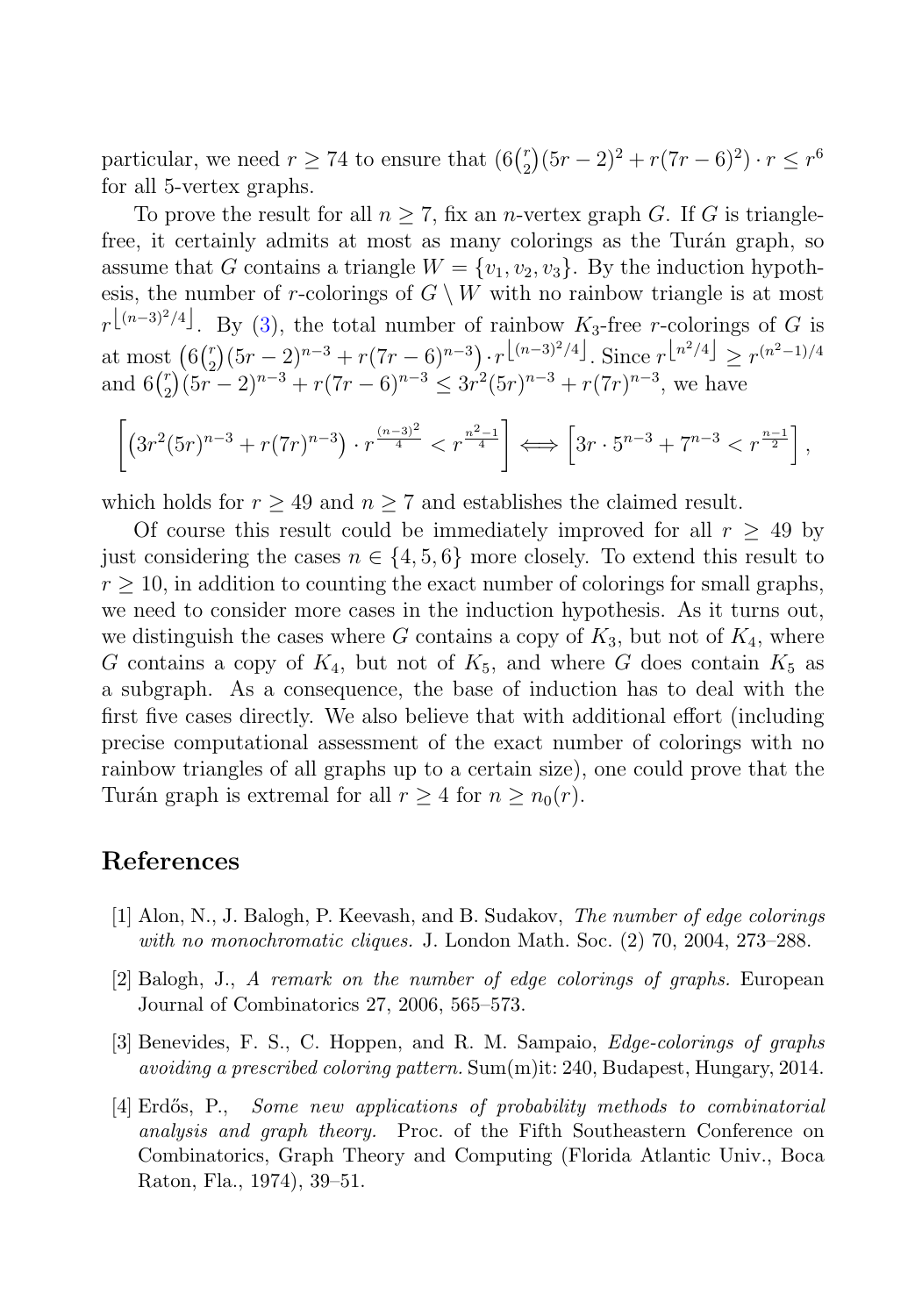particular, we need $r \geq 74$ to ensure that $(6\binom{r}{2}(5r-2)^2 + r(7r-6)^2) \cdot r \leq r^6$ for all 5-vertex graphs.

To prove the result for all $n \geq 7$, fix an $n$-vertex graph $G$. If $G$ is triangle-free, it certainly admits at most as many colorings as the Turán graph, so assume that $G$ contains a triangle $W = \{v_1, v_2, v_3\}$. By the induction hypothesis, the number of $r$-colorings of $G \setminus W$ with no rainbow triangle is at most $r^{\lfloor (n-3)^2/4 \rfloor}$. By (3), the total number of rainbow $K_3$-free $r$-colorings of $G$ is at most $\left(6\binom{r}{2}(5r-2)^{n-3} + r(7r-6)^{n-3}\right) \cdot r^{\lfloor (n-3)^2/4 \rfloor}$. Since $r^{\lfloor n^2/4 \rfloor} \geq r^{(n^2-1)/4}$ and $6\binom{r}{2}(5r-2)^{n-3} + r(7r-6)^{n-3} \leq 3r^2(5r)^{n-3} + r(7r)^{n-3}$, we have

$$\left[\left(3r^2(5r)^{n-3} + r(7r)^{n-3}\right) \cdot r^{\frac{(n-3)^2}{4}} < r^{\frac{n^2-1}{4}}\right] \Longleftrightarrow \left[3r \cdot 5^{n-3} + 7^{n-3} < r^{\frac{n-1}{2}}\right],$$

which holds for $r \geq 49$ and $n \geq 7$ and establishes the claimed result.

Of course this result could be immediately improved for all $r \geq 49$ by just considering the cases $n \in \{4, 5, 6\}$ more closely. To extend this result to $r \geq 10$, in addition to counting the exact number of colorings for small graphs, we need to consider more cases in the induction hypothesis. As it turns out, we distinguish the cases where $G$ contains a copy of $K_3$, but not of $K_4$, where $G$ contains a copy of $K_4$, but not of $K_5$, and where $G$ does contain $K_5$ as a subgraph. As a consequence, the base of induction has to deal with the first five cases directly. We also believe that with additional effort (including precise computational assessment of the exact number of colorings with no rainbow triangles of all graphs up to a certain size), one could prove that the Turán graph is extremal for all $r \geq 4$ for $n \geq n_0(r)$.

## References

[1] Alon, N., J. Balogh, P. Keevash, and B. Sudakov, *The number of edge colorings with no monochromatic cliques.* J. London Math. Soc. (2) 70, 2004, 273–288.

[2] Balogh, J., *A remark on the number of edge colorings of graphs.* European Journal of Combinatorics 27, 2006, 565–573.

[3] Benevides, F. S., C. Hoppen, and R. M. Sampaio, *Edge-colorings of graphs avoiding a prescribed coloring pattern.* Sum(m)it: 240, Budapest, Hungary, 2014.

[4] Erdős, P., *Some new applications of probability methods to combinatorial analysis and graph theory.* Proc. of the Fifth Southeastern Conference on Combinatorics, Graph Theory and Computing (Florida Atlantic Univ., Boca Raton, Fla., 1974), 39–51.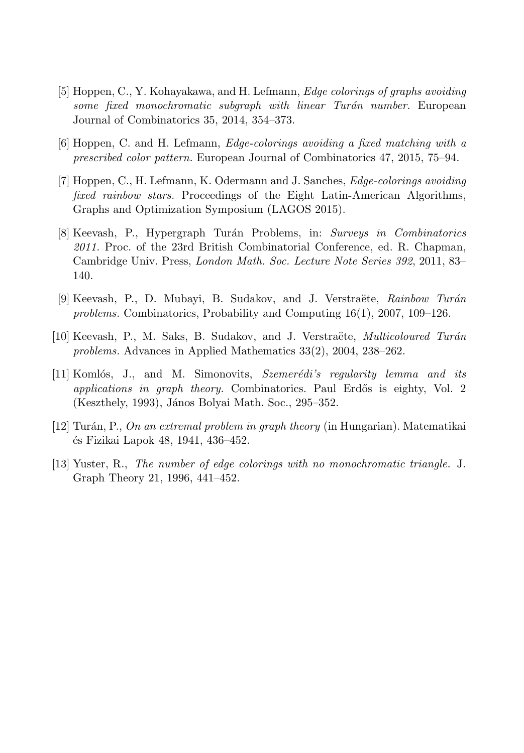[5] Hoppen, C., Y. Kohayakawa, and H. Lefmann, *Edge colorings of graphs avoiding some fixed monochromatic subgraph with linear Turán number.* European Journal of Combinatorics 35, 2014, 354–373.

[6] Hoppen, C. and H. Lefmann, *Edge-colorings avoiding a fixed matching with a prescribed color pattern.* European Journal of Combinatorics 47, 2015, 75–94.

[7] Hoppen, C., H. Lefmann, K. Odermann and J. Sanches, *Edge-colorings avoiding fixed rainbow stars.* Proceedings of the Eight Latin-American Algorithms, Graphs and Optimization Symposium (LAGOS 2015).

[8] Keevash, P., Hypergraph Turán Problems, in: *Surveys in Combinatorics 2011.* Proc. of the 23rd British Combinatorial Conference, ed. R. Chapman, Cambridge Univ. Press, *London Math. Soc. Lecture Note Series 392*, 2011, 83–140.

[9] Keevash, P., D. Mubayi, B. Sudakov, and J. Verstraëte, *Rainbow Turán problems.* Combinatorics, Probability and Computing 16(1), 2007, 109–126.

[10] Keevash, P., M. Saks, B. Sudakov, and J. Verstraëte, *Multicoloured Turán problems.* Advances in Applied Mathematics 33(2), 2004, 238–262.

[11] Komlós, J., and M. Simonovits, *Szemerédi's regularity lemma and its applications in graph theory.* Combinatorics. Paul Erdős is eighty, Vol. 2 (Keszthely, 1993), János Bolyai Math. Soc., 295–352.

[12] Turán, P., *On an extremal problem in graph theory* (in Hungarian). Matematikai és Fizikai Lapok 48, 1941, 436–452.

[13] Yuster, R., *The number of edge colorings with no monochromatic triangle.* J. Graph Theory 21, 1996, 441–452.